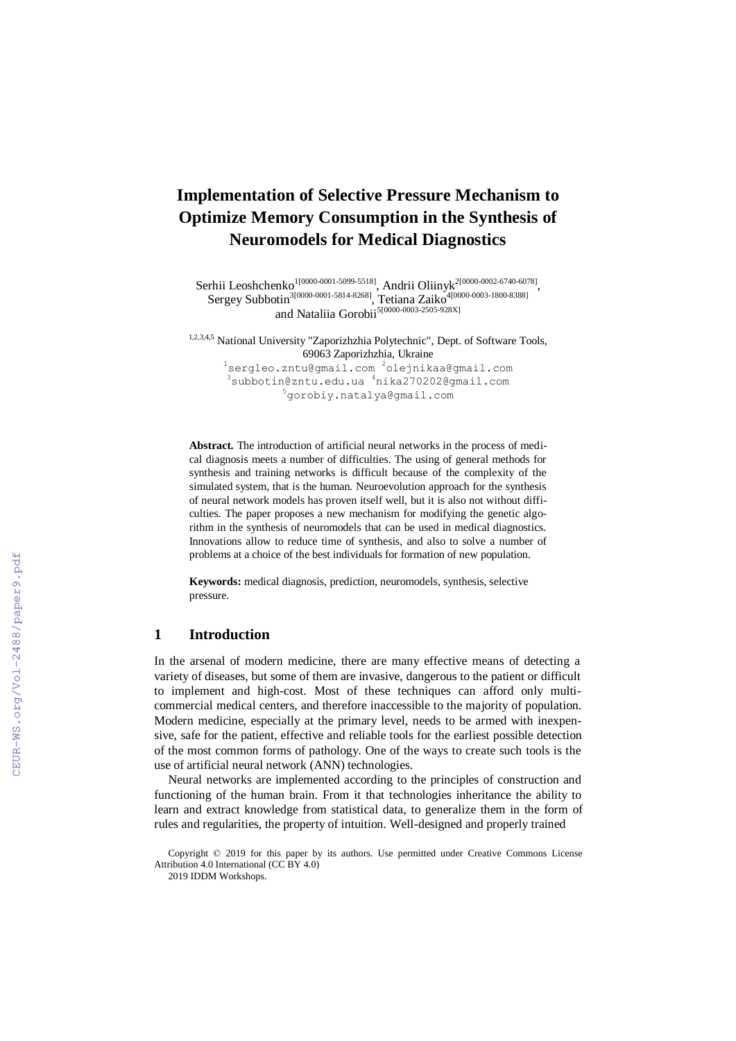# Implementation of Selective Pressure Mechanism to Optimize Memory Consumption in the Synthesis of Neuromodels for Medical Diagnostics

Serhii Leoshchenko[1[0000-0001-5099-5518]], Andrii Oliinyk[2[0000-0002-6740-6078]], Sergey Subbotin[3[0000-0001-5814-8268]], Tetiana Zaiko[4[0000-0003-1800-8388]] and Nataliia Gorobii[5[0000-0003-2505-928X]]

[1,2,3,4,5] National University "Zaporizhzhia Polytechnic", Dept. of Software Tools, 69063 Zaporizhzhia, Ukraine

[1]sergleo.zntu@gmail.com [2]olejnikaa@gmail.com
[3]subbotin@zntu.edu.ua [4]nika270202@gmail.com
[5]gorobiy.natalya@gmail.com

**Abstract.** The introduction of artificial neural networks in the process of medical diagnosis meets a number of difficulties. The using of general methods for synthesis and training networks is difficult because of the complexity of the simulated system, that is the human. Neuroevolution approach for the synthesis of neural network models has proven itself well, but it is also not without difficulties. The paper proposes a new mechanism for modifying the genetic algorithm in the synthesis of neuromodels that can be used in medical diagnostics. Innovations allow to reduce time of synthesis, and also to solve a number of problems at a choice of the best individuals for formation of new population.

**Keywords:** medical diagnosis, prediction, neuromodels, synthesis, selective pressure.

## 1 Introduction

In the arsenal of modern medicine, there are many effective means of detecting a variety of diseases, but some of them are invasive, dangerous to the patient or difficult to implement and high-cost. Most of these techniques can afford only multi-commercial medical centers, and therefore inaccessible to the majority of population. Modern medicine, especially at the primary level, needs to be armed with inexpensive, safe for the patient, effective and reliable tools for the earliest possible detection of the most common forms of pathology. One of the ways to create such tools is the use of artificial neural network (ANN) technologies.

Neural networks are implemented according to the principles of construction and functioning of the human brain. From it that technologies inheritance the ability to learn and extract knowledge from statistical data, to generalize them in the form of rules and regularities, the property of intuition. Well-designed and properly trained

Copyright © 2019 for this paper by its authors. Use permitted under Creative Commons License Attribution 4.0 International (CC BY 4.0)
2019 IDDM Workshops.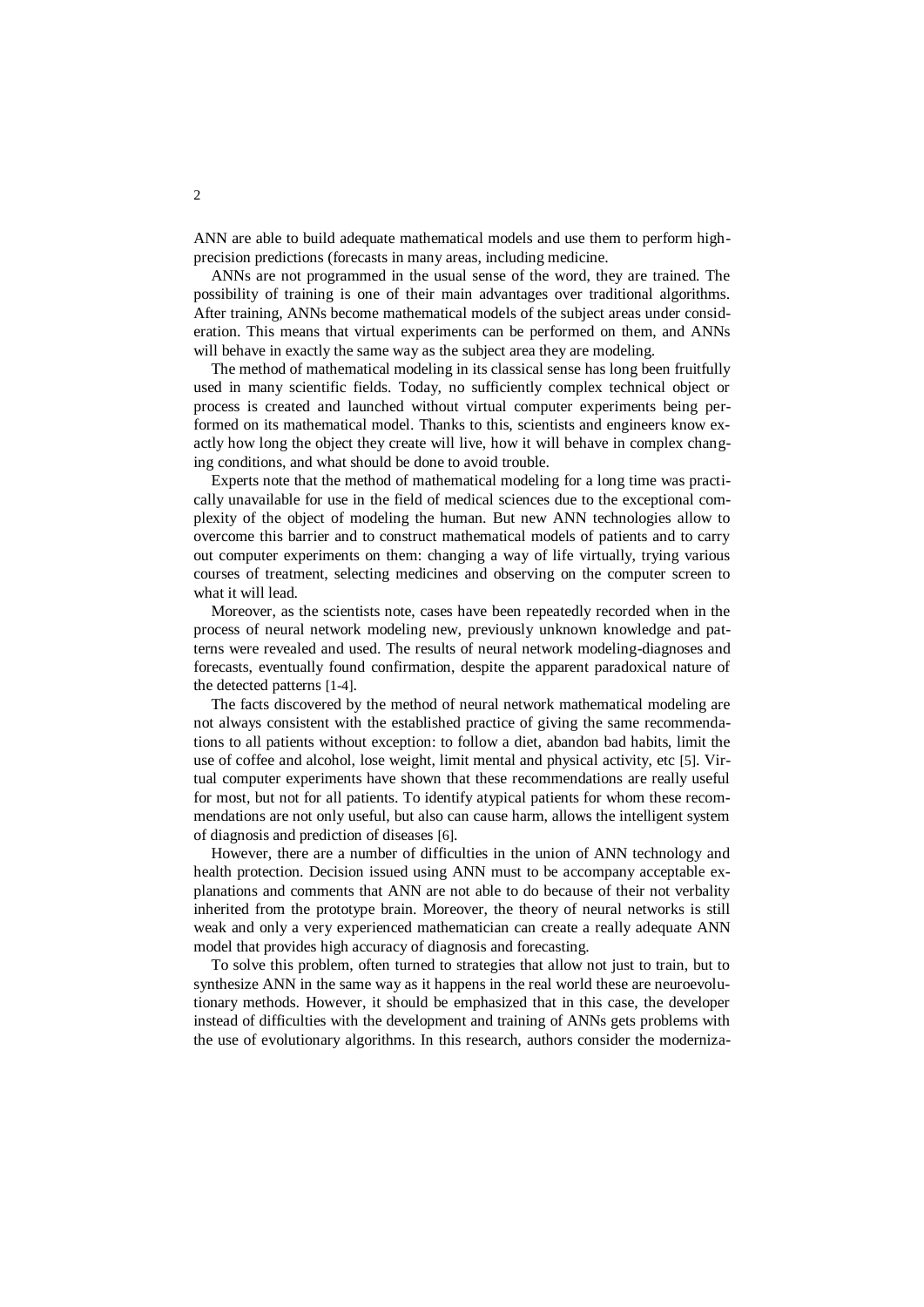ANN are able to build adequate mathematical models and use them to perform high-precision predictions (forecasts in many areas, including medicine.

ANNs are not programmed in the usual sense of the word, they are trained. The possibility of training is one of their main advantages over traditional algorithms. After training, ANNs become mathematical models of the subject areas under consideration. This means that virtual experiments can be performed on them, and ANNs will behave in exactly the same way as the subject area they are modeling.

The method of mathematical modeling in its classical sense has long been fruitfully used in many scientific fields. Today, no sufficiently complex technical object or process is created and launched without virtual computer experiments being performed on its mathematical model. Thanks to this, scientists and engineers know exactly how long the object they create will live, how it will behave in complex changing conditions, and what should be done to avoid trouble.

Experts note that the method of mathematical modeling for a long time was practically unavailable for use in the field of medical sciences due to the exceptional complexity of the object of modeling the human. But new ANN technologies allow to overcome this barrier and to construct mathematical models of patients and to carry out computer experiments on them: changing a way of life virtually, trying various courses of treatment, selecting medicines and observing on the computer screen to what it will lead.

Moreover, as the scientists note, cases have been repeatedly recorded when in the process of neural network modeling new, previously unknown knowledge and patterns were revealed and used. The results of neural network modeling-diagnoses and forecasts, eventually found confirmation, despite the apparent paradoxical nature of the detected patterns [1-4].

The facts discovered by the method of neural network mathematical modeling are not always consistent with the established practice of giving the same recommendations to all patients without exception: to follow a diet, abandon bad habits, limit the use of coffee and alcohol, lose weight, limit mental and physical activity, etc [5]. Virtual computer experiments have shown that these recommendations are really useful for most, but not for all patients. To identify atypical patients for whom these recommendations are not only useful, but also can cause harm, allows the intelligent system of diagnosis and prediction of diseases [6].

However, there are a number of difficulties in the union of ANN technology and health protection. Decision issued using ANN must to be accompany acceptable explanations and comments that ANN are not able to do because of their not verbality inherited from the prototype brain. Moreover, the theory of neural networks is still weak and only a very experienced mathematician can create a really adequate ANN model that provides high accuracy of diagnosis and forecasting.

To solve this problem, often turned to strategies that allow not just to train, but to synthesize ANN in the same way as it happens in the real world these are neuroevolutionary methods. However, it should be emphasized that in this case, the developer instead of difficulties with the development and training of ANNs gets problems with the use of evolutionary algorithms. In this research, authors consider the moderniza-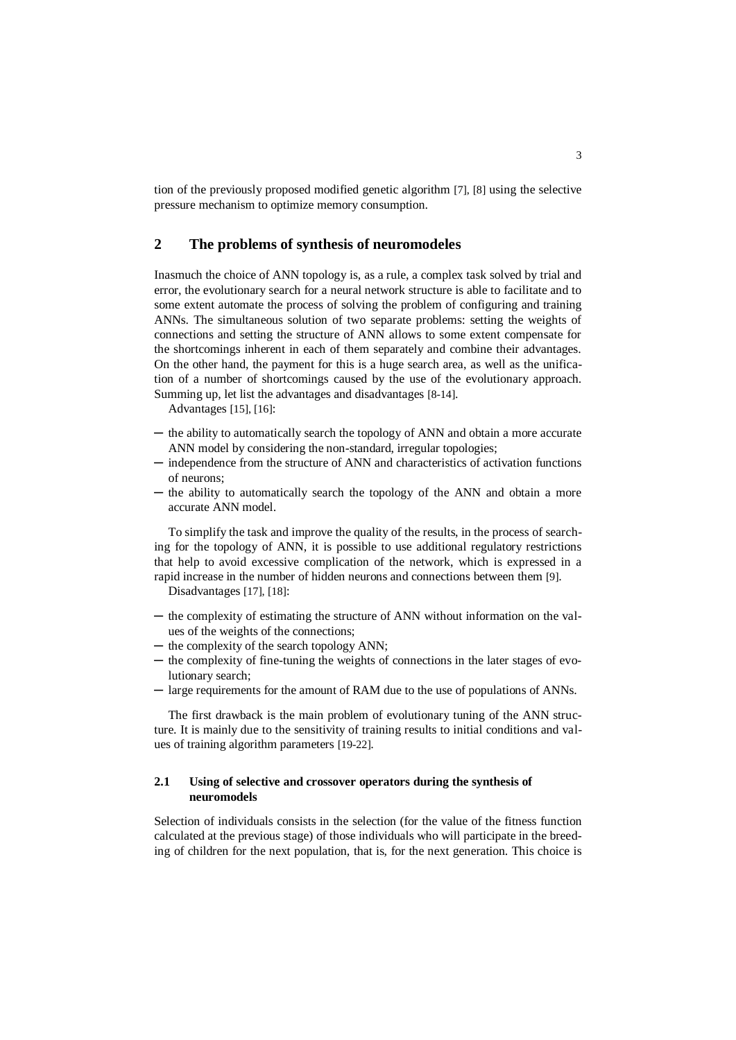tion of the previously proposed modified genetic algorithm [7], [8] using the selective pressure mechanism to optimize memory consumption.

## 2 The problems of synthesis of neuromodeles

Inasmuch the choice of ANN topology is, as a rule, a complex task solved by trial and error, the evolutionary search for a neural network structure is able to facilitate and to some extent automate the process of solving the problem of configuring and training ANNs. The simultaneous solution of two separate problems: setting the weights of connections and setting the structure of ANN allows to some extent compensate for the shortcomings inherent in each of them separately and combine their advantages. On the other hand, the payment for this is a huge search area, as well as the unification of a number of shortcomings caused by the use of the evolutionary approach. Summing up, let list the advantages and disadvantages [8-14].

Advantages [15], [16]:

- the ability to automatically search the topology of ANN and obtain a more accurate ANN model by considering the non-standard, irregular topologies;
- independence from the structure of ANN and characteristics of activation functions of neurons;
- the ability to automatically search the topology of the ANN and obtain a more accurate ANN model.

To simplify the task and improve the quality of the results, in the process of searching for the topology of ANN, it is possible to use additional regulatory restrictions that help to avoid excessive complication of the network, which is expressed in a rapid increase in the number of hidden neurons and connections between them [9].

Disadvantages [17], [18]:

- the complexity of estimating the structure of ANN without information on the values of the weights of the connections;
- the complexity of the search topology ANN;
- the complexity of fine-tuning the weights of connections in the later stages of evolutionary search;
- large requirements for the amount of RAM due to the use of populations of ANNs.

The first drawback is the main problem of evolutionary tuning of the ANN structure. It is mainly due to the sensitivity of training results to initial conditions and values of training algorithm parameters [19-22].

### 2.1 Using of selective and crossover operators during the synthesis of neuromodels

Selection of individuals consists in the selection (for the value of the fitness function calculated at the previous stage) of those individuals who will participate in the breeding of children for the next population, that is, for the next generation. This choice is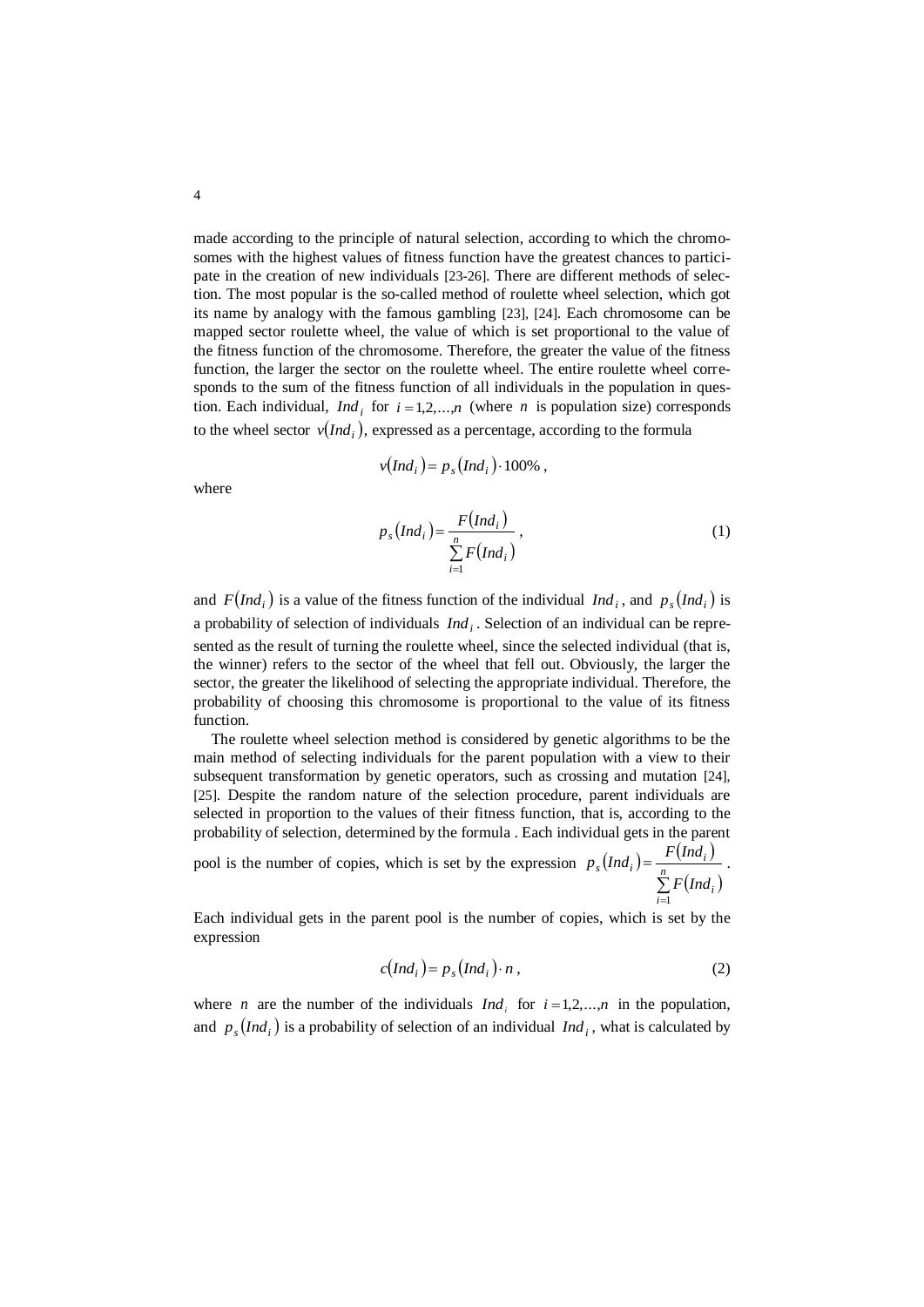made according to the principle of natural selection, according to which the chromosomes with the highest values of fitness function have the greatest chances to participate in the creation of new individuals [23-26]. There are different methods of selection. The most popular is the so-called method of roulette wheel selection, which got its name by analogy with the famous gambling [23], [24]. Each chromosome can be mapped sector roulette wheel, the value of which is set proportional to the value of the fitness function of the chromosome. Therefore, the greater the value of the fitness function, the larger the sector on the roulette wheel. The entire roulette wheel corresponds to the sum of the fitness function of all individuals in the population in question. Each individual, $Ind_i$ for $i = 1,2,\ldots,n$ (where $n$ is population size) corresponds to the wheel sector $v(Ind_i)$, expressed as a percentage, according to the formula

$$v(Ind_i) = p_s(Ind_i) \cdot 100\%,$$

where

$$p_s(Ind_i) = \frac{F(Ind_i)}{\sum_{i=1}^{n} F(Ind_i)}, \tag{1}$$

and $F(Ind_i)$ is a value of the fitness function of the individual $Ind_i$, and $p_s(Ind_i)$ is a probability of selection of individuals $Ind_i$. Selection of an individual can be represented as the result of turning the roulette wheel, since the selected individual (that is, the winner) refers to the sector of the wheel that fell out. Obviously, the larger the sector, the greater the likelihood of selecting the appropriate individual. Therefore, the probability of choosing this chromosome is proportional to the value of its fitness function.

The roulette wheel selection method is considered by genetic algorithms to be the main method of selecting individuals for the parent population with a view to their subsequent transformation by genetic operators, such as crossing and mutation [24], [25]. Despite the random nature of the selection procedure, parent individuals are selected in proportion to the values of their fitness function, that is, according to the probability of selection, determined by the formula . Each individual gets in the parent pool is the number of copies, which is set by the expression $p_s(Ind_i) = \frac{F(Ind_i)}{\sum_{i=1}^{n} F(Ind_i)}$.

Each individual gets in the parent pool is the number of copies, which is set by the expression

$$c(Ind_i) = p_s(Ind_i) \cdot n, \tag{2}$$

where $n$ are the number of the individuals $Ind_i$ for $i = 1,2,\ldots,n$ in the population, and $p_s(Ind_i)$ is a probability of selection of an individual $Ind_i$, what is calculated by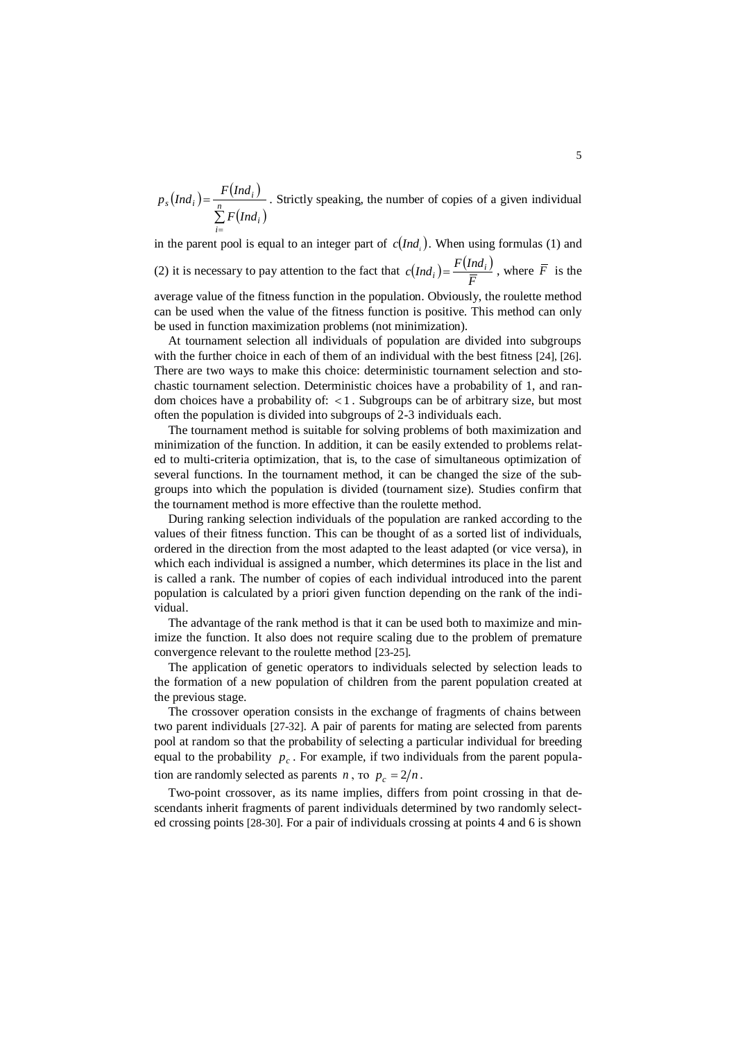$p_s(Ind_i) = \dfrac{F(Ind_i)}{\sum_{i=}^{n} F(Ind_i)}$. Strictly speaking, the number of copies of a given individual in the parent pool is equal to an integer part of $c(Ind_i)$. When using formulas (1) and (2) it is necessary to pay attention to the fact that $c(Ind_i) = \dfrac{F(Ind_i)}{\overline{F}}$, where $\overline{F}$ is the average value of the fitness function in the population. Obviously, the roulette method can be used when the value of the fitness function is positive. This method can only be used in function maximization problems (not minimization).

At tournament selection all individuals of population are divided into subgroups with the further choice in each of them of an individual with the best fitness [24], [26]. There are two ways to make this choice: deterministic tournament selection and stochastic tournament selection. Deterministic choices have a probability of 1, and random choices have a probability of: $<1$. Subgroups can be of arbitrary size, but most often the population is divided into subgroups of 2-3 individuals each.

The tournament method is suitable for solving problems of both maximization and minimization of the function. In addition, it can be easily extended to problems related to multi-criteria optimization, that is, to the case of simultaneous optimization of several functions. In the tournament method, it can be changed the size of the subgroups into which the population is divided (tournament size). Studies confirm that the tournament method is more effective than the roulette method.

During ranking selection individuals of the population are ranked according to the values of their fitness function. This can be thought of as a sorted list of individuals, ordered in the direction from the most adapted to the least adapted (or vice versa), in which each individual is assigned a number, which determines its place in the list and is called a rank. The number of copies of each individual introduced into the parent population is calculated by a priori given function depending on the rank of the individual.

The advantage of the rank method is that it can be used both to maximize and minimize the function. It also does not require scaling due to the problem of premature convergence relevant to the roulette method [23-25].

The application of genetic operators to individuals selected by selection leads to the formation of a new population of children from the parent population created at the previous stage.

The crossover operation consists in the exchange of fragments of chains between two parent individuals [27-32]. A pair of parents for mating are selected from parents pool at random so that the probability of selecting a particular individual for breeding equal to the probability $p_c$. For example, if two individuals from the parent population are randomly selected as parents $n$, то $p_c = 2/n$.

Two-point crossover, as its name implies, differs from point crossing in that descendants inherit fragments of parent individuals determined by two randomly selected crossing points [28-30]. For a pair of individuals crossing at points 4 and 6 is shown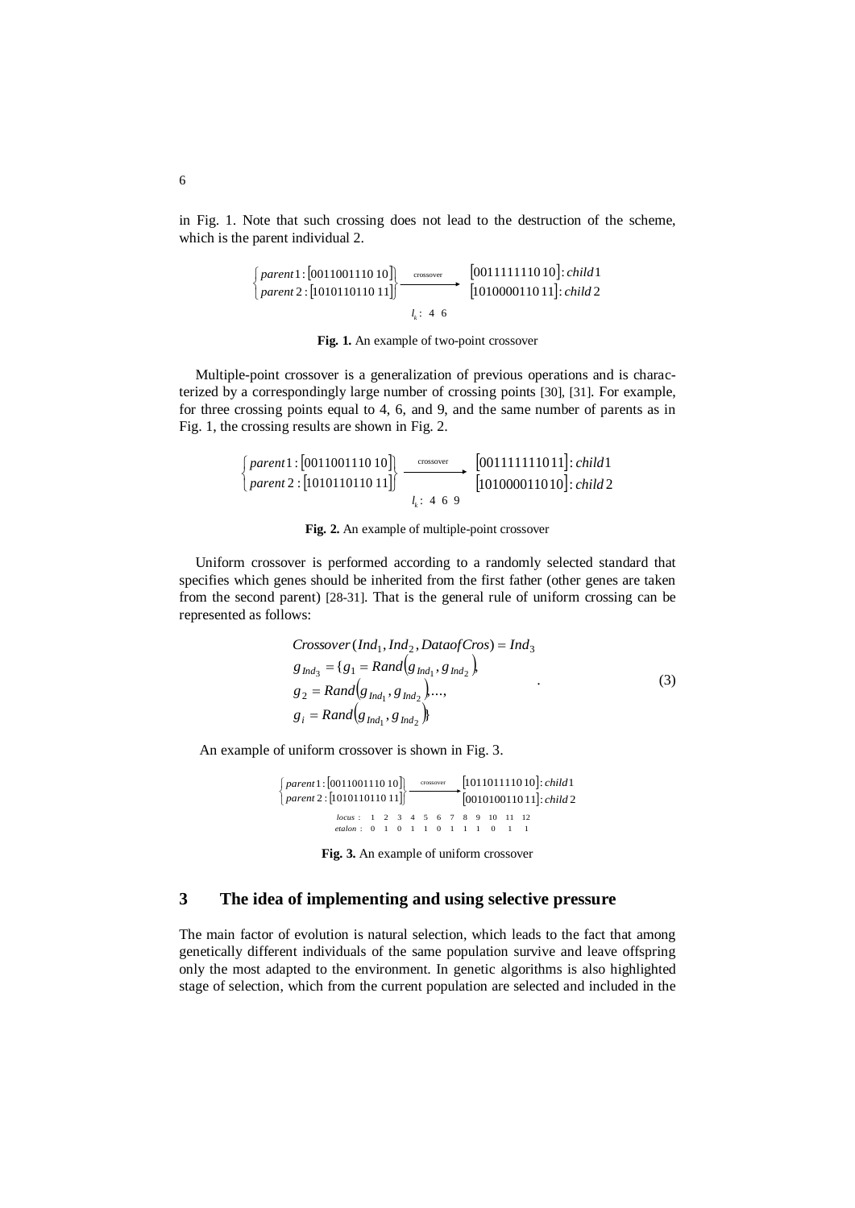in Fig. 1. Note that such crossing does not lead to the destruction of the scheme, which is the parent individual 2.

$$\begin{Bmatrix} parent1:[0011001110\,10] \\ parent2:[1010110110\,11] \end{Bmatrix} \xrightarrow{\text{crossover}} \begin{matrix} [0011111110\,10]:child1 \\ [1010000110\,11]:child2 \end{matrix}$$

$$l_k:\ 4\ \ 6$$

**Fig. 1.** An example of two-point crossover

Multiple-point crossover is a generalization of previous operations and is characterized by a correspondingly large number of crossing points [30], [31]. For example, for three crossing points equal to 4, 6, and 9, and the same number of parents as in Fig. 1, the crossing results are shown in Fig. 2.

$$\begin{Bmatrix} parent1:[0011001110\,10] \\ parent2:[1010110110\,11] \end{Bmatrix} \xrightarrow{\text{crossover}} \begin{matrix} [0011111110\,11]:child1 \\ [1010000110\,10]:child2 \end{matrix}$$

$$l_k:\ 4\ \ 6\ \ 9$$

**Fig. 2.** An example of multiple-point crossover

Uniform crossover is performed according to a randomly selected standard that specifies which genes should be inherited from the first father (other genes are taken from the second parent) [28-31]. That is the general rule of uniform crossing can be represented as follows:

$$\begin{aligned} &Crossover(Ind_1, Ind_2, DataofCros) = Ind_3 \\ &g_{Ind_3} = \{g_1 = Rand\left(g_{Ind_1}, g_{Ind_2}\right), \\ &g_2 = Rand\left(g_{Ind_1}, g_{Ind_2}\right), \ldots, \\ &g_i = Rand\left(g_{Ind_1}, g_{Ind_2}\right)\} \end{aligned} \quad . \tag{3}$$

An example of uniform crossover is shown in Fig. 3.

$$\begin{Bmatrix} parent1:[0011001110\,10] \\ parent2:[1010110110\,11] \end{Bmatrix} \xrightarrow{\text{crossover}} \begin{matrix} [1011011110\,10]:child1 \\ [0010100110\,11]:child2 \end{matrix}$$

| | | | | | | | | | | | | |
|---|---|---|---|---|---|---|---|---|---|---|---|---|
| *locus* : | 1 | 2 | 3 | 4 | 5 | 6 | 7 | 8 | 9 | 10 | 11 | 12 |
| *etalon* : | 0 | 1 | 0 | 1 | 1 | 0 | 1 | 1 | 1 | 0 | 1 | 1 |

**Fig. 3.** An example of uniform crossover

## 3 The idea of implementing and using selective pressure

The main factor of evolution is natural selection, which leads to the fact that among genetically different individuals of the same population survive and leave offspring only the most adapted to the environment. In genetic algorithms is also highlighted stage of selection, which from the current population are selected and included in the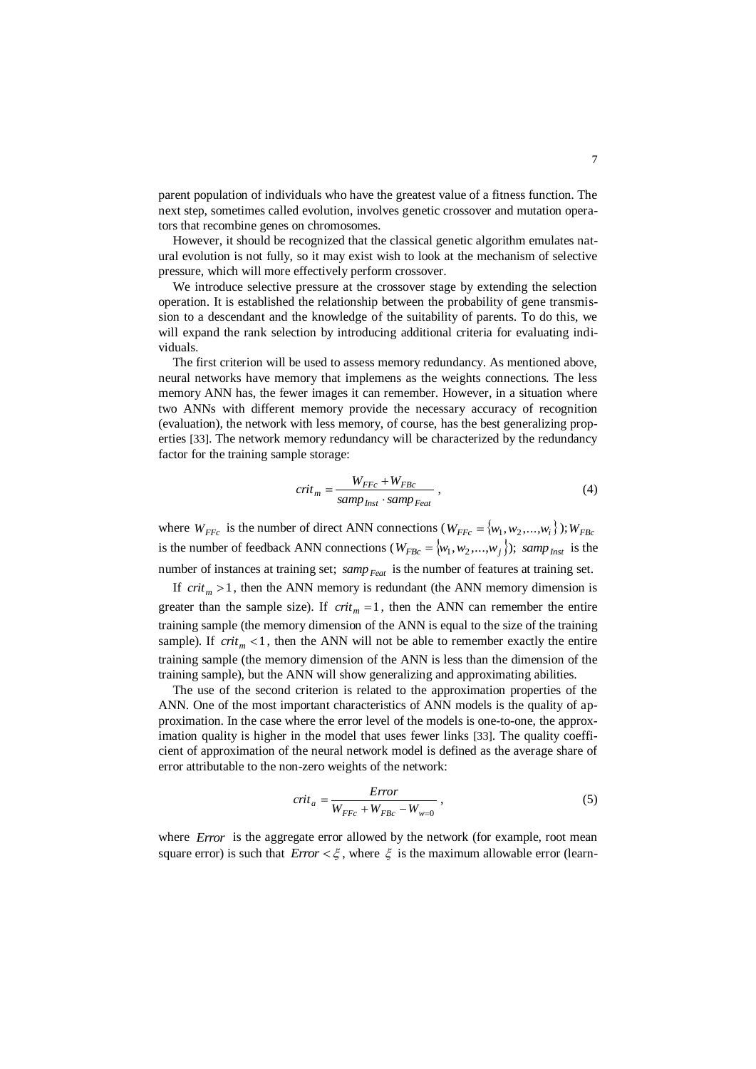parent population of individuals who have the greatest value of a fitness function. The next step, sometimes called evolution, involves genetic crossover and mutation operators that recombine genes on chromosomes.

However, it should be recognized that the classical genetic algorithm emulates natural evolution is not fully, so it may exist wish to look at the mechanism of selective pressure, which will more effectively perform crossover.

We introduce selective pressure at the crossover stage by extending the selection operation. It is established the relationship between the probability of gene transmission to a descendant and the knowledge of the suitability of parents. To do this, we will expand the rank selection by introducing additional criteria for evaluating individuals.

The first criterion will be used to assess memory redundancy. As mentioned above, neural networks have memory that implemens as the weights connections. The less memory ANN has, the fewer images it can remember. However, in a situation where two ANNs with different memory provide the necessary accuracy of recognition (evaluation), the network with less memory, of course, has the best generalizing properties [33]. The network memory redundancy will be characterized by the redundancy factor for the training sample storage:

$$crit_m = \frac{W_{FFc} + W_{FBc}}{samp_{Inst} \cdot samp_{Feat}} \, , \tag{4}$$

where $W_{FFc}$ is the number of direct ANN connections ($W_{FFc} = \{w_1, w_2, ..., w_i\}$); $W_{FBc}$ is the number of feedback ANN connections ($W_{FBc} = \{w_1, w_2, ..., w_j\}$); $samp_{Inst}$ is the number of instances at training set; $samp_{Feat}$ is the number of features at training set.

If $crit_m > 1$, then the ANN memory is redundant (the ANN memory dimension is greater than the sample size). If $crit_m = 1$, then the ANN can remember the entire training sample (the memory dimension of the ANN is equal to the size of the training sample). If $crit_m < 1$, then the ANN will not be able to remember exactly the entire training sample (the memory dimension of the ANN is less than the dimension of the training sample), but the ANN will show generalizing and approximating abilities.

The use of the second criterion is related to the approximation properties of the ANN. One of the most important characteristics of ANN models is the quality of approximation. In the case where the error level of the models is one-to-one, the approximation quality is higher in the model that uses fewer links [33]. The quality coefficient of approximation of the neural network model is defined as the average share of error attributable to the non-zero weights of the network:

$$crit_a = \frac{Error}{W_{FFc} + W_{FBc} - W_{w=0}} \, , \tag{5}$$

where $Error$ is the aggregate error allowed by the network (for example, root mean square error) is such that $Error < \xi$, where $\xi$ is the maximum allowable error (learn-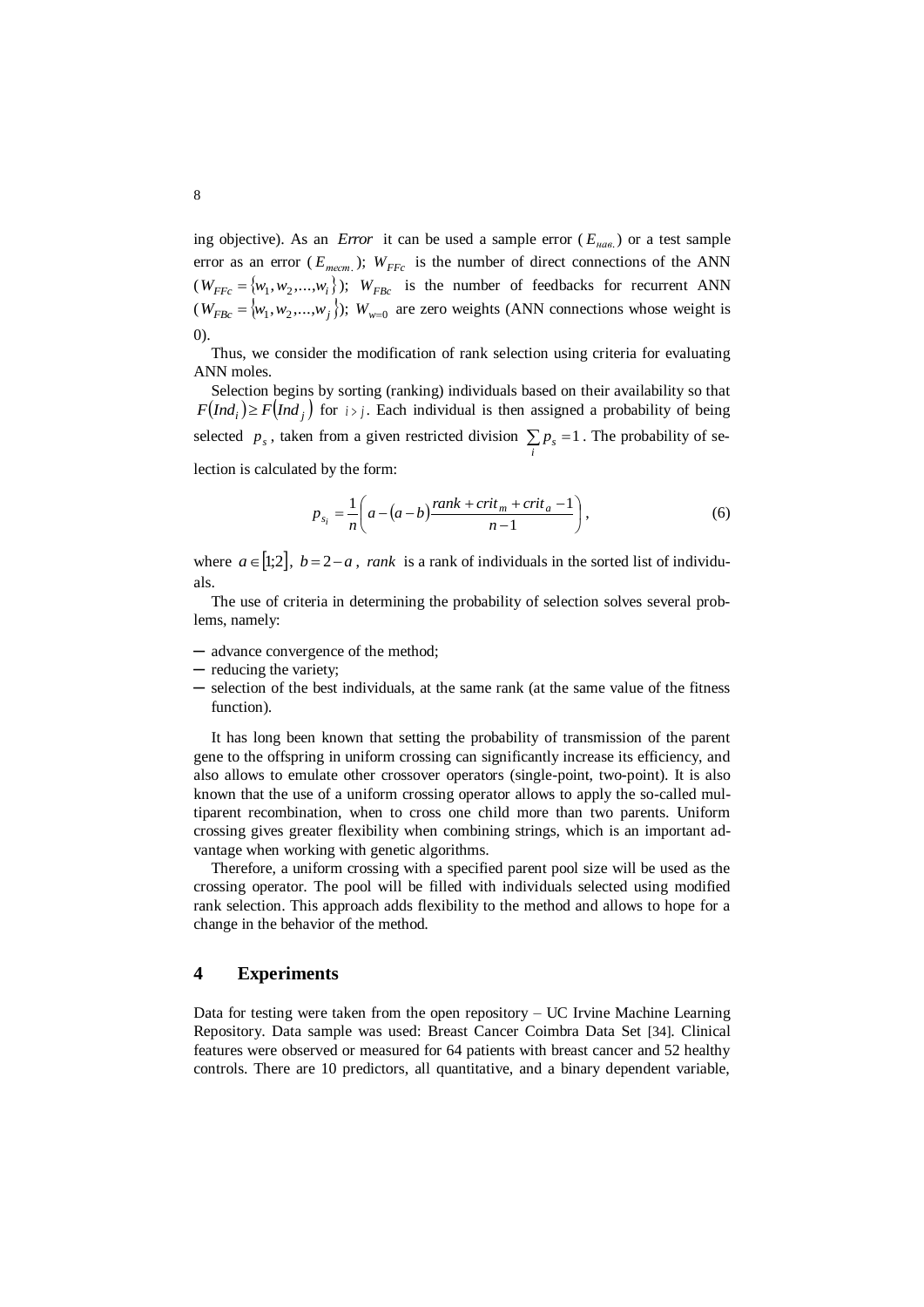ing objective). As an *Error* it can be used a sample error ($E_{нав.}$) or a test sample error as an error ($E_{тест.}$); $W_{FFc}$ is the number of direct connections of the ANN ($W_{FFc} = \{w_1, w_2, ..., w_i\}$); $W_{FBc}$ is the number of feedbacks for recurrent ANN ($W_{FBc} = \{w_1, w_2, ..., w_j\}$); $W_{w=0}$ are zero weights (ANN connections whose weight is 0).

Thus, we consider the modification of rank selection using criteria for evaluating ANN moles.

Selection begins by sorting (ranking) individuals based on their availability so that $F(Ind_i) \geq F(Ind_j)$ for $i > j$. Each individual is then assigned a probability of being selected $p_s$, taken from a given restricted division $\sum_i p_s = 1$. The probability of selection is calculated by the form:

$$p_{s_i} = \frac{1}{n}\left( a - (a-b)\frac{rank + crit_m + crit_a - 1}{n-1} \right), \tag{6}$$

where $a \in [1;2]$, $b = 2 - a$, *rank* is a rank of individuals in the sorted list of individuals.

The use of criteria in determining the probability of selection solves several problems, namely:

- advance convergence of the method;
- reducing the variety;
- selection of the best individuals, at the same rank (at the same value of the fitness function).

It has long been known that setting the probability of transmission of the parent gene to the offspring in uniform crossing can significantly increase its efficiency, and also allows to emulate other crossover operators (single-point, two-point). It is also known that the use of a uniform crossing operator allows to apply the so-called multiparent recombination, when to cross one child more than two parents. Uniform crossing gives greater flexibility when combining strings, which is an important advantage when working with genetic algorithms.

Therefore, a uniform crossing with a specified parent pool size will be used as the crossing operator. The pool will be filled with individuals selected using modified rank selection. This approach adds flexibility to the method and allows to hope for a change in the behavior of the method.

## 4 Experiments

Data for testing were taken from the open repository – UC Irvine Machine Learning Repository. Data sample was used: Breast Cancer Coimbra Data Set [34]. Clinical features were observed or measured for 64 patients with breast cancer and 52 healthy controls. There are 10 predictors, all quantitative, and a binary dependent variable,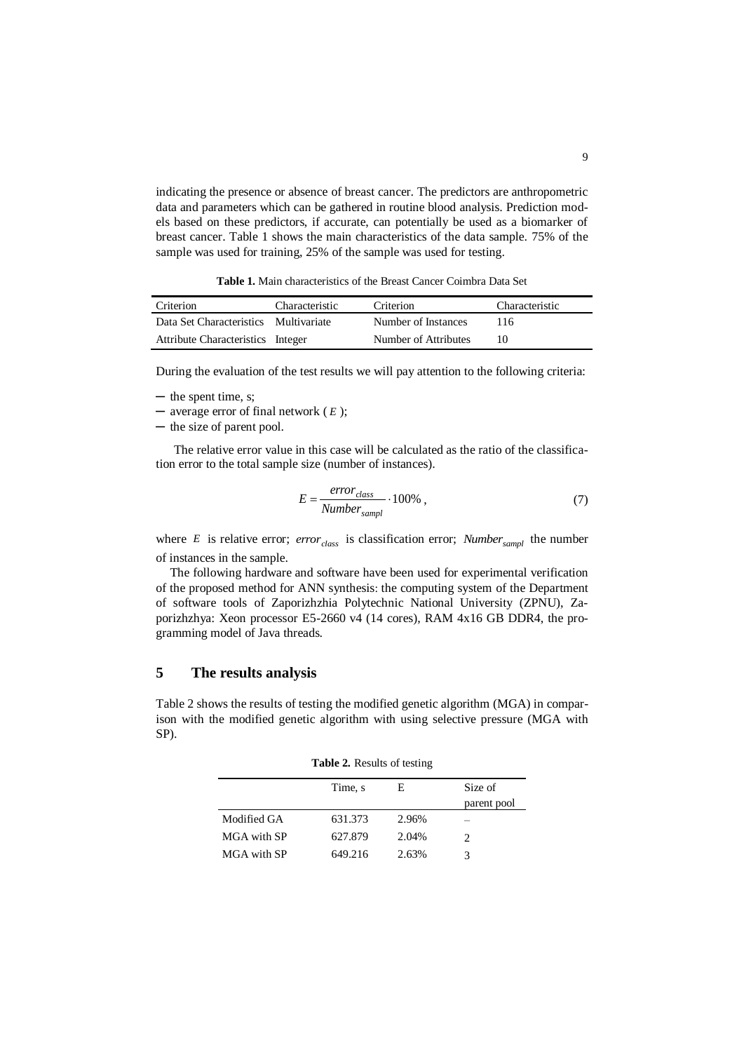indicating the presence or absence of breast cancer. The predictors are anthropometric data and parameters which can be gathered in routine blood analysis. Prediction models based on these predictors, if accurate, can potentially be used as a biomarker of breast cancer. Table 1 shows the main characteristics of the data sample. 75% of the sample was used for training, 25% of the sample was used for testing.

**Table 1.** Main characteristics of the Breast Cancer Coimbra Data Set

| Criterion | Characteristic | Criterion | Characteristic |
|---|---|---|---|
| Data Set Characteristics | Multivariate | Number of Instances | 116 |
| Attribute Characteristics | Integer | Number of Attributes | 10 |

During the evaluation of the test results we will pay attention to the following criteria:

- the spent time, s;
- average error of final network ( $E$ );
- the size of parent pool.

The relative error value in this case will be calculated as the ratio of the classification error to the total sample size (number of instances).

$$E = \frac{error_{class}}{Number_{sampl}} \cdot 100\% , \tag{7}$$

where $E$ is relative error; $error_{class}$ is classification error; $Number_{sampl}$ the number of instances in the sample.

The following hardware and software have been used for experimental verification of the proposed method for ANN synthesis: the computing system of the Department of software tools of Zaporizhzhia Polytechnic National University (ZPNU), Zaporizhzhya: Xeon processor E5-2660 v4 (14 cores), RAM 4x16 GB DDR4, the programming model of Java threads.

## 5 The results analysis

Table 2 shows the results of testing the modified genetic algorithm (MGA) in comparison with the modified genetic algorithm with using selective pressure (MGA with SP).

**Table 2.** Results of testing

| | Time, s | E | Size of parent pool |
|---|---|---|---|
| Modified GA | 631.373 | 2.96% | – |
| MGA with SP | 627.879 | 2.04% | 2 |
| MGA with SP | 649.216 | 2.63% | 3 |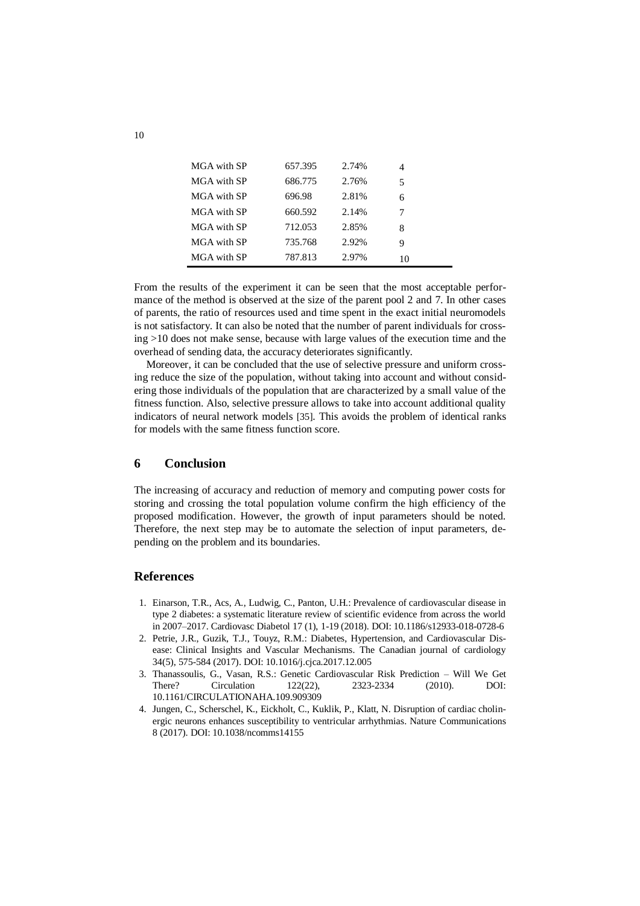| | | | |
|---|---|---|---|
| MGA with SP | 657.395 | 2.74% | 4 |
| MGA with SP | 686.775 | 2.76% | 5 |
| MGA with SP | 696.98 | 2.81% | 6 |
| MGA with SP | 660.592 | 2.14% | 7 |
| MGA with SP | 712.053 | 2.85% | 8 |
| MGA with SP | 735.768 | 2.92% | 9 |
| MGA with SP | 787.813 | 2.97% | 10 |

From the results of the experiment it can be seen that the most acceptable performance of the method is observed at the size of the parent pool 2 and 7. In other cases of parents, the ratio of resources used and time spent in the exact initial neuromodels is not satisfactory. It can also be noted that the number of parent individuals for crossing >10 does not make sense, because with large values of the execution time and the overhead of sending data, the accuracy deteriorates significantly.

Moreover, it can be concluded that the use of selective pressure and uniform crossing reduce the size of the population, without taking into account and without considering those individuals of the population that are characterized by a small value of the fitness function. Also, selective pressure allows to take into account additional quality indicators of neural network models [35]. This avoids the problem of identical ranks for models with the same fitness function score.

## 6 Conclusion

The increasing of accuracy and reduction of memory and computing power costs for storing and crossing the total population volume confirm the high efficiency of the proposed modification. However, the growth of input parameters should be noted. Therefore, the next step may be to automate the selection of input parameters, depending on the problem and its boundaries.

## References

1. Einarson, T.R., Acs, A., Ludwig, C., Panton, U.H.: Prevalence of cardiovascular disease in type 2 diabetes: a systematic literature review of scientific evidence from across the world in 2007–2017. Cardiovasc Diabetol 17 (1), 1-19 (2018). DOI: 10.1186/s12933-018-0728-6
2. Petrie, J.R., Guzik, T.J., Touyz, R.M.: Diabetes, Hypertension, and Cardiovascular Disease: Clinical Insights and Vascular Mechanisms. The Canadian journal of cardiology 34(5), 575-584 (2017). DOI: 10.1016/j.cjca.2017.12.005
3. Thanassoulis, G., Vasan, R.S.: Genetic Cardiovascular Risk Prediction – Will We Get There? Circulation 122(22), 2323-2334 (2010). DOI: 10.1161/CIRCULATIONAHA.109.909309
4. Jungen, C., Scherschel, K., Eickholt, C., Kuklik, P., Klatt, N. Disruption of cardiac cholinergic neurons enhances susceptibility to ventricular arrhythmias. Nature Communications 8 (2017). DOI: 10.1038/ncomms14155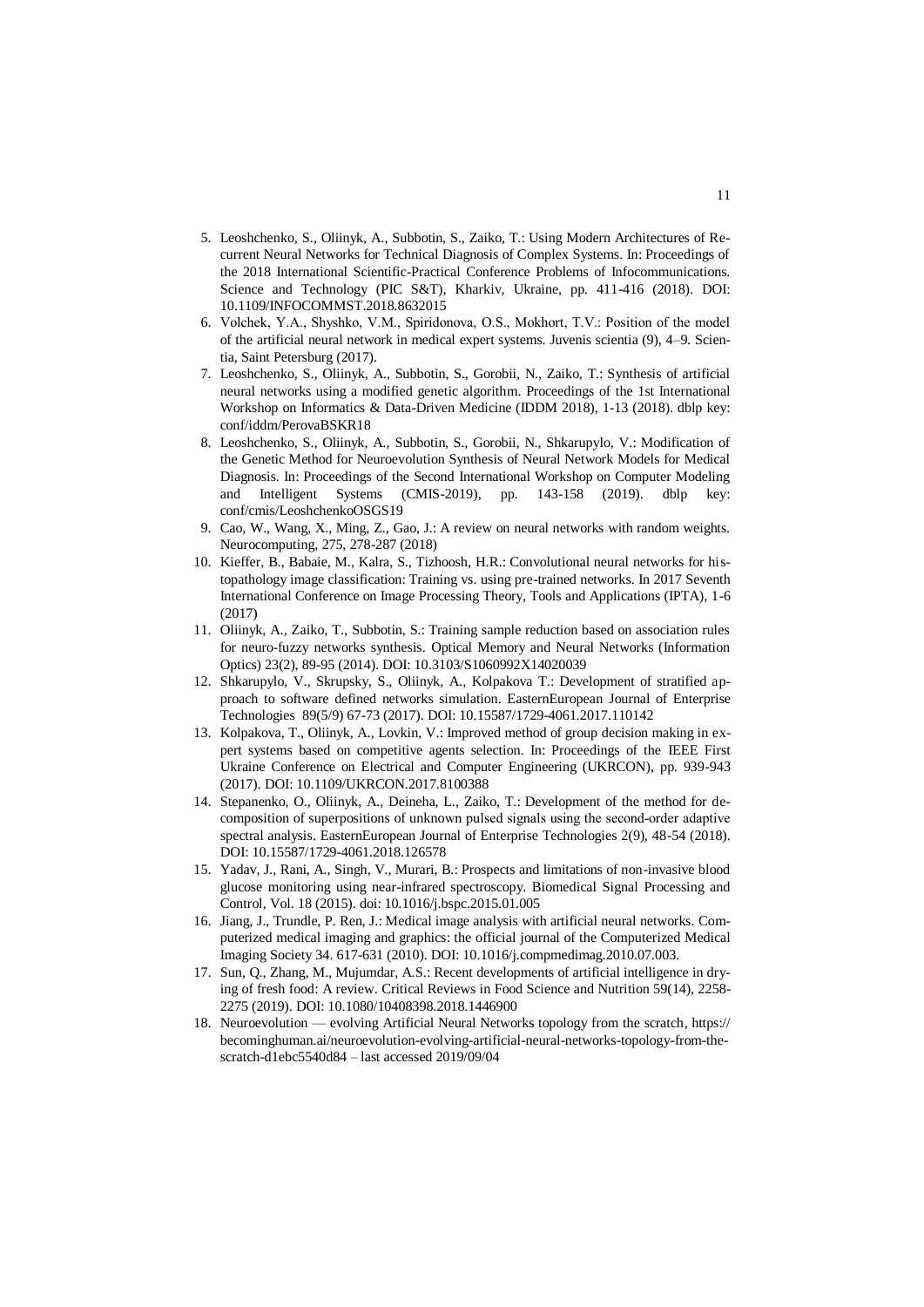5. Leoshchenko, S., Oliinyk, A., Subbotin, S., Zaiko, T.: Using Modern Architectures of Recurrent Neural Networks for Technical Diagnosis of Complex Systems. In: Proceedings of the 2018 International Scientific-Practical Conference Problems of Infocommunications. Science and Technology (PIC S&T), Kharkiv, Ukraine, pp. 411-416 (2018). DOI: 10.1109/INFOCOMMST.2018.8632015
6. Volchek, Y.A., Shyshko, V.M., Spiridonova, O.S., Mokhort, T.V.: Position of the model of the artificial neural network in medical expert systems. Juvenis scientia (9), 4–9. Scientia, Saint Petersburg (2017).
7. Leoshchenko, S., Oliinyk, A., Subbotin, S., Gorobii, N., Zaiko, T.: Synthesis of artificial neural networks using a modified genetic algorithm. Proceedings of the 1st International Workshop on Informatics & Data-Driven Medicine (IDDM 2018), 1-13 (2018). dblp key: conf/iddm/PerovaBSKR18
8. Leoshchenko, S., Oliinyk, A., Subbotin, S., Gorobii, N., Shkarupylo, V.: Modification of the Genetic Method for Neuroevolution Synthesis of Neural Network Models for Medical Diagnosis. In: Proceedings of the Second International Workshop on Computer Modeling and Intelligent Systems (CMIS-2019), pp. 143-158 (2019). dblp key: conf/cmis/LeoshchenkoOSGS19
9. Cao, W., Wang, X., Ming, Z., Gao, J.: A review on neural networks with random weights. Neurocomputing, 275, 278-287 (2018)
10. Kieffer, B., Babaie, M., Kalra, S., Tizhoosh, H.R.: Convolutional neural networks for histopathology image classification: Training vs. using pre-trained networks. In 2017 Seventh International Conference on Image Processing Theory, Tools and Applications (IPTA), 1-6 (2017)
11. Oliinyk, A., Zaiko, T., Subbotin, S.: Training sample reduction based on association rules for neuro-fuzzy networks synthesis. Optical Memory and Neural Networks (Information Optics) 23(2), 89-95 (2014). DOI: 10.3103/S1060992X14020039
12. Shkarupylo, V., Skrupsky, S., Oliinyk, A., Kolpakova T.: Development of stratified approach to software defined networks simulation. EasternEuropean Journal of Enterprise Technologies 89(5/9) 67-73 (2017). DOI: 10.15587/1729-4061.2017.110142
13. Kolpakova, T., Oliinyk, A., Lovkin, V.: Improved method of group decision making in expert systems based on competitive agents selection. In: Proceedings of the IEEE First Ukraine Conference on Electrical and Computer Engineering (UKRCON), pp. 939-943 (2017). DOI: 10.1109/UKRCON.2017.8100388
14. Stepanenko, O., Oliinyk, A., Deineha, L., Zaiko, T.: Development of the method for decomposition of superpositions of unknown pulsed signals using the second-order adaptive spectral analysis. EasternEuropean Journal of Enterprise Technologies 2(9), 48-54 (2018). DOI: 10.15587/1729-4061.2018.126578
15. Yadav, J., Rani, A., Singh, V., Murari, B.: Prospects and limitations of non-invasive blood glucose monitoring using near-infrared spectroscopy. Biomedical Signal Processing and Control, Vol. 18 (2015). doi: 10.1016/j.bspc.2015.01.005
16. Jiang, J., Trundle, P. Ren, J.: Medical image analysis with artificial neural networks. Computerized medical imaging and graphics: the official journal of the Computerized Medical Imaging Society 34. 617-631 (2010). DOI: 10.1016/j.compmedimag.2010.07.003.
17. Sun, Q., Zhang, M., Mujumdar, A.S.: Recent developments of artificial intelligence in drying of fresh food: A review. Critical Reviews in Food Science and Nutrition 59(14), 2258-2275 (2019). DOI: 10.1080/10408398.2018.1446900
18. Neuroevolution — evolving Artificial Neural Networks topology from the scratch, https://becominghuman.ai/neuroevolution-evolving-artificial-neural-networks-topology-from-the-scratch-d1ebc5540d84 – last accessed 2019/09/04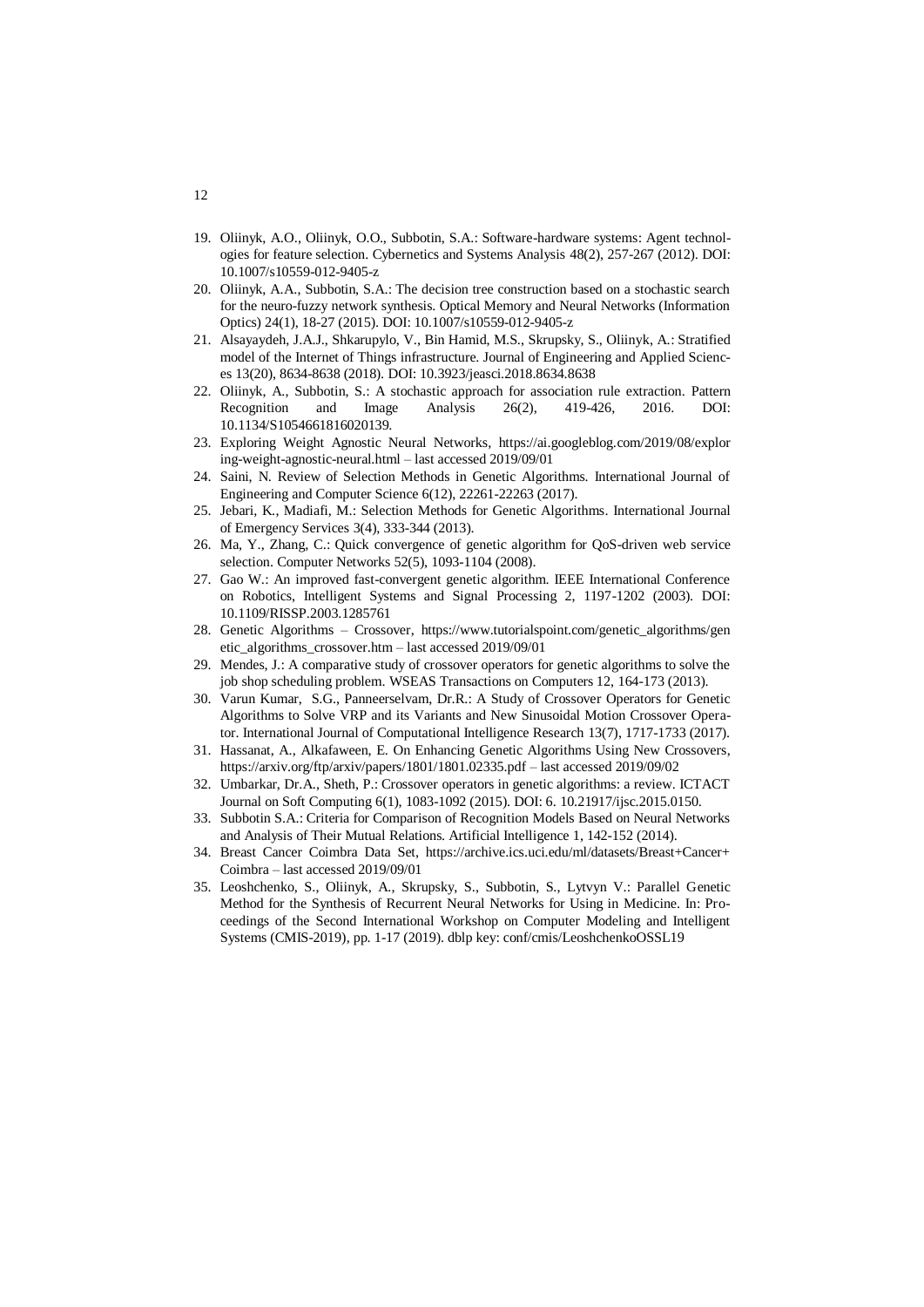19. Oliinyk, A.O., Oliinyk, O.O., Subbotin, S.A.: Software-hardware systems: Agent technologies for feature selection. Cybernetics and Systems Analysis 48(2), 257-267 (2012). DOI: 10.1007/s10559-012-9405-z
20. Oliinyk, A.A., Subbotin, S.A.: The decision tree construction based on a stochastic search for the neuro-fuzzy network synthesis. Optical Memory and Neural Networks (Information Optics) 24(1), 18-27 (2015). DOI: 10.1007/s10559-012-9405-z
21. Alsayaydeh, J.A.J., Shkarupylo, V., Bin Hamid, M.S., Skrupsky, S., Oliinyk, A.: Stratified model of the Internet of Things infrastructure. Journal of Engineering and Applied Sciences 13(20), 8634-8638 (2018). DOI: 10.3923/jeasci.2018.8634.8638
22. Oliinyk, A., Subbotin, S.: A stochastic approach for association rule extraction. Pattern Recognition and Image Analysis 26(2), 419-426, 2016. DOI: 10.1134/S1054661816020139.
23. Exploring Weight Agnostic Neural Networks, https://ai.googleblog.com/2019/08/exploring-weight-agnostic-neural.html – last accessed 2019/09/01
24. Saini, N. Review of Selection Methods in Genetic Algorithms. International Journal of Engineering and Computer Science 6(12), 22261-22263 (2017).
25. Jebari, K., Madiafi, M.: Selection Methods for Genetic Algorithms. International Journal of Emergency Services 3(4), 333-344 (2013).
26. Ma, Y., Zhang, C.: Quick convergence of genetic algorithm for QoS-driven web service selection. Computer Networks 52(5), 1093-1104 (2008).
27. Gao W.: An improved fast-convergent genetic algorithm. IEEE International Conference on Robotics, Intelligent Systems and Signal Processing 2, 1197-1202 (2003). DOI: 10.1109/RISSP.2003.1285761
28. Genetic Algorithms – Crossover, https://www.tutorialspoint.com/genetic_algorithms/genetic_algorithms_crossover.htm – last accessed 2019/09/01
29. Mendes, J.: A comparative study of crossover operators for genetic algorithms to solve the job shop scheduling problem. WSEAS Transactions on Computers 12, 164-173 (2013).
30. Varun Kumar, S.G., Panneerselvam, Dr.R.: A Study of Crossover Operators for Genetic Algorithms to Solve VRP and its Variants and New Sinusoidal Motion Crossover Operator. International Journal of Computational Intelligence Research 13(7), 1717-1733 (2017).
31. Hassanat, A., Alkafaween, E. On Enhancing Genetic Algorithms Using New Crossovers, https://arxiv.org/ftp/arxiv/papers/1801/1801.02335.pdf – last accessed 2019/09/02
32. Umbarkar, Dr.A., Sheth, P.: Crossover operators in genetic algorithms: a review. ICTACT Journal on Soft Computing 6(1), 1083-1092 (2015). DOI: 6. 10.21917/ijsc.2015.0150.
33. Subbotin S.A.: Criteria for Comparison of Recognition Models Based on Neural Networks and Analysis of Their Mutual Relations. Artificial Intelligence 1, 142-152 (2014).
34. Breast Cancer Coimbra Data Set, https://archive.ics.uci.edu/ml/datasets/Breast+Cancer+Coimbra – last accessed 2019/09/01
35. Leoshchenko, S., Oliinyk, A., Skrupsky, S., Subbotin, S., Lytvyn V.: Parallel Genetic Method for the Synthesis of Recurrent Neural Networks for Using in Medicine. In: Proceedings of the Second International Workshop on Computer Modeling and Intelligent Systems (CMIS-2019), pp. 1-17 (2019). dblp key: conf/cmis/LeoshchenkoOSSL19